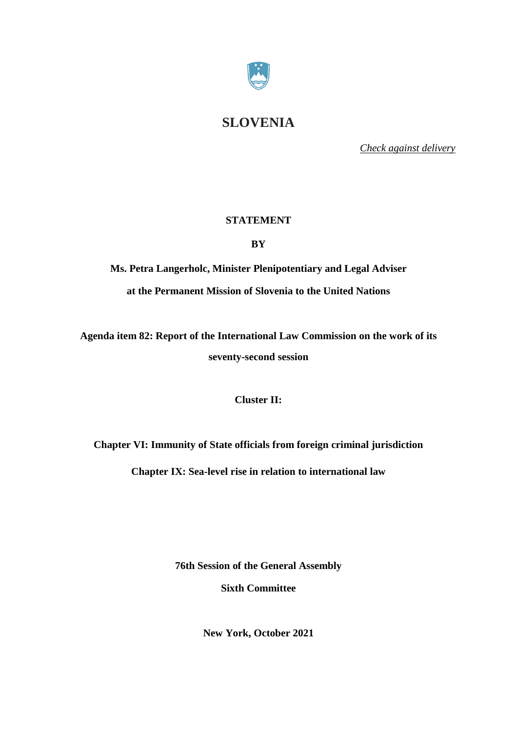# SLOVENIA

*Check against delivery*

**STATEMENT**

**BY**

**Ms. Petra Langerholc, Minister Plenipotentiary and Legal Adviser**

**at the Permanent Mission of Slovenia to the United Nations**

**Agenda item 82: Report of the International Law Commission on the work of its seventy-second session**

**Cluster II:**

**Chapter VI: Immunity of State officials from foreign criminal jurisdiction**

**Chapter IX: Sea-level rise in relation to international law**

**76th Session of the General Assembly**

**Sixth Committee**

**New York, October 2021**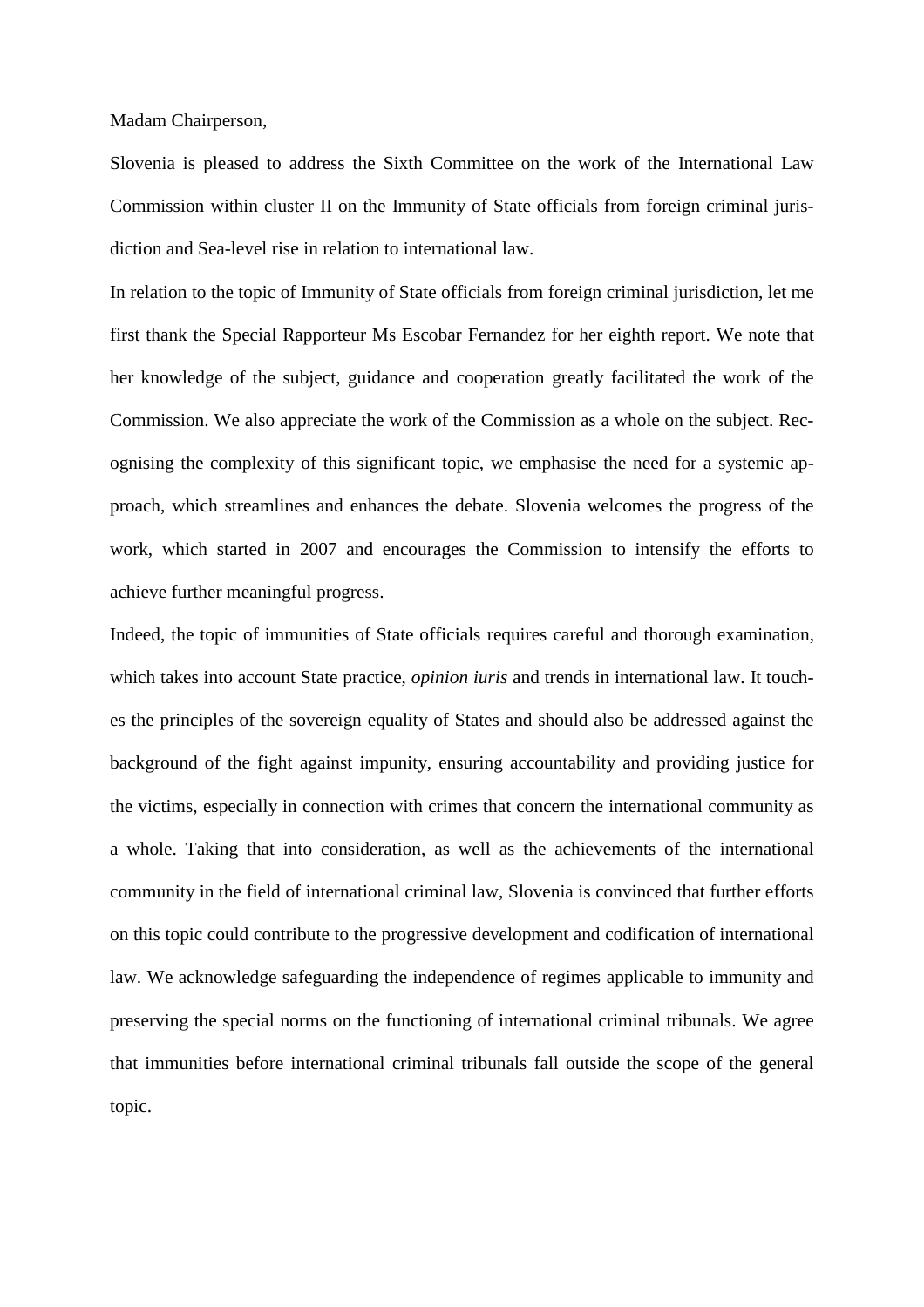Madam Chairperson,

Slovenia is pleased to address the Sixth Committee on the work of the International Law Commission within cluster II on the Immunity of State officials from foreign criminal jurisdiction and Sea-level rise in relation to international law.

In relation to the topic of Immunity of State officials from foreign criminal jurisdiction, let me first thank the Special Rapporteur Ms Escobar Fernandez for her eighth report. We note that her knowledge of the subject, guidance and cooperation greatly facilitated the work of the Commission. We also appreciate the work of the Commission as a whole on the subject. Recognising the complexity of this significant topic, we emphasise the need for a systemic approach, which streamlines and enhances the debate. Slovenia welcomes the progress of the work, which started in 2007 and encourages the Commission to intensify the efforts to achieve further meaningful progress.

Indeed, the topic of immunities of State officials requires careful and thorough examination, which takes into account State practice, *opinion iuris* and trends in international law. It touches the principles of the sovereign equality of States and should also be addressed against the background of the fight against impunity, ensuring accountability and providing justice for the victims, especially in connection with crimes that concern the international community as a whole. Taking that into consideration, as well as the achievements of the international community in the field of international criminal law, Slovenia is convinced that further efforts on this topic could contribute to the progressive development and codification of international law. We acknowledge safeguarding the independence of regimes applicable to immunity and preserving the special norms on the functioning of international criminal tribunals. We agree that immunities before international criminal tribunals fall outside the scope of the general topic.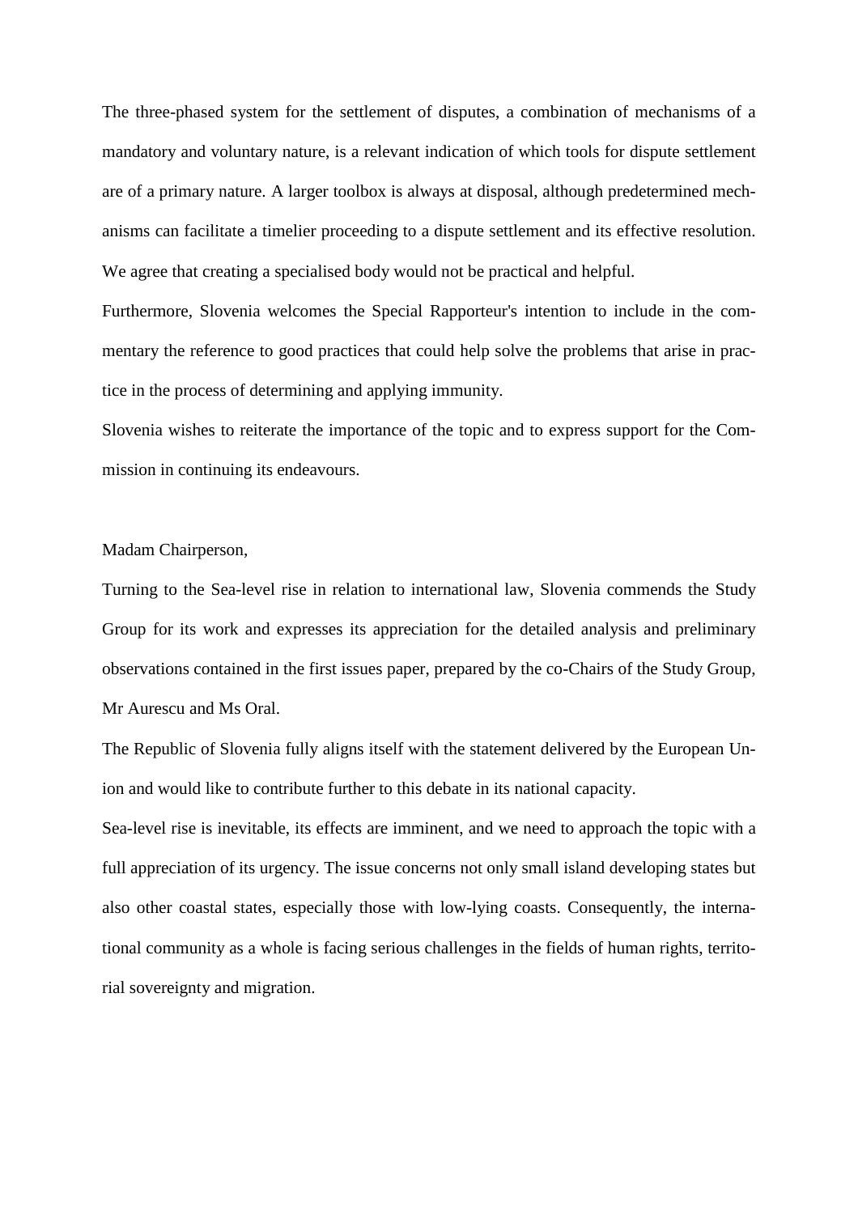The three-phased system for the settlement of disputes, a combination of mechanisms of a mandatory and voluntary nature, is a relevant indication of which tools for dispute settlement are of a primary nature. A larger toolbox is always at disposal, although predetermined mechanisms can facilitate a timelier proceeding to a dispute settlement and its effective resolution. We agree that creating a specialised body would not be practical and helpful.

Furthermore, Slovenia welcomes the Special Rapporteur's intention to include in the commentary the reference to good practices that could help solve the problems that arise in practice in the process of determining and applying immunity.

Slovenia wishes to reiterate the importance of the topic and to express support for the Commission in continuing its endeavours.

Madam Chairperson,

Turning to the Sea-level rise in relation to international law, Slovenia commends the Study Group for its work and expresses its appreciation for the detailed analysis and preliminary observations contained in the first issues paper, prepared by the co-Chairs of the Study Group, Mr Aurescu and Ms Oral.

The Republic of Slovenia fully aligns itself with the statement delivered by the European Union and would like to contribute further to this debate in its national capacity.

Sea-level rise is inevitable, its effects are imminent, and we need to approach the topic with a full appreciation of its urgency. The issue concerns not only small island developing states but also other coastal states, especially those with low-lying coasts. Consequently, the international community as a whole is facing serious challenges in the fields of human rights, territorial sovereignty and migration.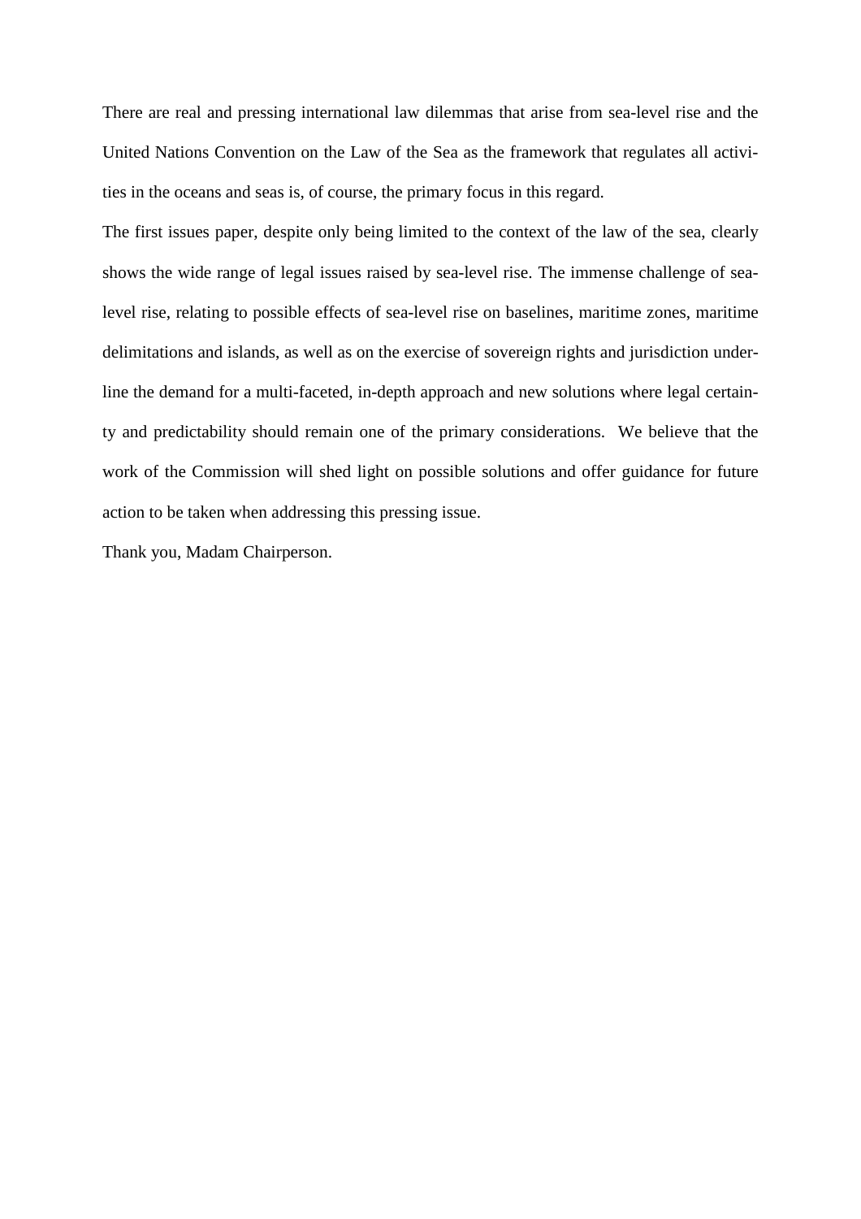There are real and pressing international law dilemmas that arise from sea-level rise and the United Nations Convention on the Law of the Sea as the framework that regulates all activities in the oceans and seas is, of course, the primary focus in this regard.

The first issues paper, despite only being limited to the context of the law of the sea, clearly shows the wide range of legal issues raised by sea-level rise. The immense challenge of sea-level rise, relating to possible effects of sea-level rise on baselines, maritime zones, maritime delimitations and islands, as well as on the exercise of sovereign rights and jurisdiction underline the demand for a multi-faceted, in-depth approach and new solutions where legal certainty and predictability should remain one of the primary considerations. We believe that the work of the Commission will shed light on possible solutions and offer guidance for future action to be taken when addressing this pressing issue.

Thank you, Madam Chairperson.